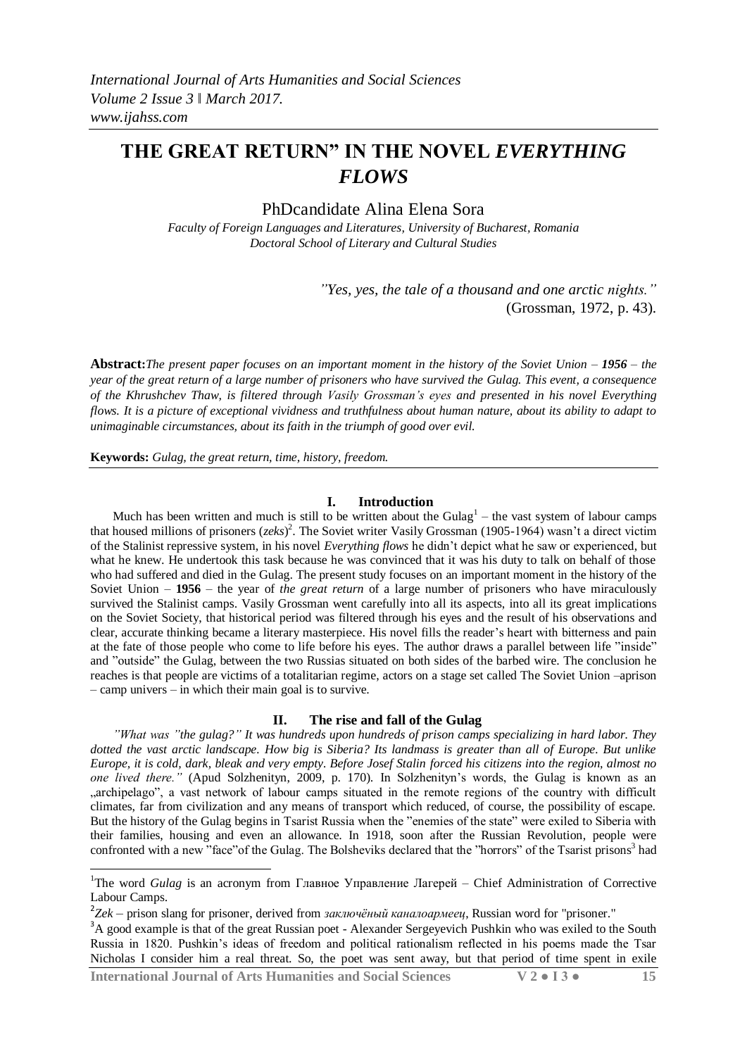*International Journal of Arts Humanities and Social Sciences*
*Volume 2 Issue 3 ‖ March 2017.*
*www.ijahss.com*

# THE GREAT RETURN" IN THE NOVEL *EVERYTHING FLOWS*

PhDcandidate Alina Elena Sora

*Faculty of Foreign Languages and Literatures, University of Bucharest, Romania*
*Doctoral School of Literary and Cultural Studies*

> *"Yes, yes, the tale of a thousand and one arctic nights."*
> (Grossman, 1972, p. 43).

**Abstract:** *The present paper focuses on an important moment in the history of the Soviet Union – **1956** – the year of the great return of a large number of prisoners who have survived the Gulag. This event, a consequence of the Khrushchev Thaw, is filtered through Vasily Grossman's eyes and presented in his novel Everything flows. It is a picture of exceptional vividness and truthfulness about human nature, about its ability to adapt to unimaginable circumstances, about its faith in the triumph of good over evil.*

**Keywords:** *Gulag, the great return, time, history, freedom.*

## I. Introduction

Much has been written and much is still to be written about the Gulag[1] – the vast system of labour camps that housed millions of prisoners (*zeks*)[2]. The Soviet writer Vasily Grossman (1905-1964) wasn't a direct victim of the Stalinist repressive system, in his novel *Everything flows* he didn't depict what he saw or experienced, but what he knew. He undertook this task because he was convinced that it was his duty to talk on behalf of those who had suffered and died in the Gulag. The present study focuses on an important moment in the history of the Soviet Union – **1956** – the year of *the great return* of a large number of prisoners who have miraculously survived the Stalinist camps. Vasily Grossman went carefully into all its aspects, into all its great implications on the Soviet Society, that historical period was filtered through his eyes and the result of his observations and clear, accurate thinking became a literary masterpiece. His novel fills the reader's heart with bitterness and pain at the fate of those people who come to life before his eyes. The author draws a parallel between life "inside" and "outside" the Gulag, between the two Russias situated on both sides of the barbed wire. The conclusion he reaches is that people are victims of a totalitarian regime, actors on a stage set called The Soviet Union –aprison – camp univers – in which their main goal is to survive.

## II. The rise and fall of the Gulag

*"What was "the gulag?" It was hundreds upon hundreds of prison camps specializing in hard labor. They dotted the vast arctic landscape. How big is Siberia? Its landmass is greater than all of Europe. But unlike Europe, it is cold, dark, bleak and very empty. Before Josef Stalin forced his citizens into the region, almost no one lived there."* (Apud Solzhenityn, 2009, p. 170). In Solzhenityn's words, the Gulag is known as an „archipelago", a vast network of labour camps situated in the remote regions of the country with difficult climates, far from civilization and any means of transport which reduced, of course, the possibility of escape. But the history of the Gulag begins in Tsarist Russia when the "enemies of the state" were exiled to Siberia with their families, housing and even an allowance. In 1918, soon after the Russian Revolution, people were confronted with a new "face"of the Gulag. The Bolsheviks declared that the "horrors" of the Tsarist prisons[3] had

---

[1] The word *Gulag* is an acronym from Главное Управление Лагерей – Chief Administration of Corrective Labour Camps.

[2] *Zek* – prison slang for prisoner, derived from *заключённый каналоармеец*, Russian word for "prisoner."

[3] A good example is that of the great Russian poet - Alexander Sergeyevich Pushkin who was exiled to the South Russia in 1820. Pushkin's ideas of freedom and political rationalism reflected in his poems made the Tsar Nicholas I consider him a real threat. So, the poet was sent away, but that period of time spent in exile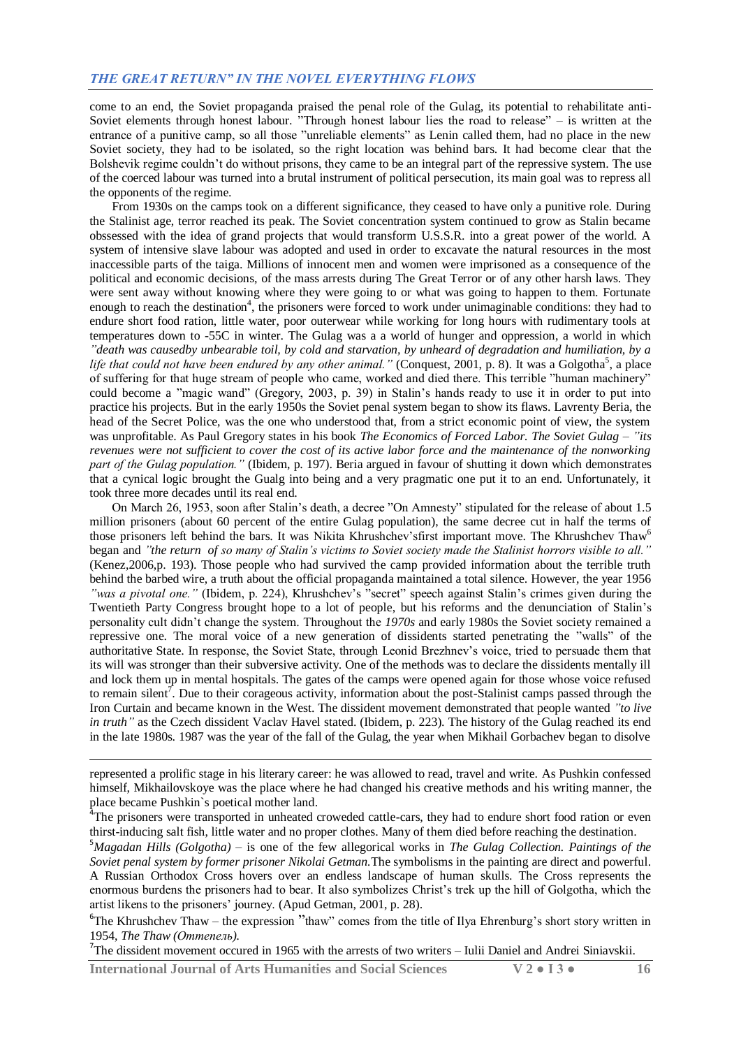come to an end, the Soviet propaganda praised the penal role of the Gulag, its potential to rehabilitate anti-Soviet elements through honest labour. "Through honest labour lies the road to release" – is written at the entrance of a punitive camp, so all those "unreliable elements" as Lenin called them, had no place in the new Soviet society, they had to be isolated, so the right location was behind bars. It had become clear that the Bolshevik regime couldn't do without prisons, they came to be an integral part of the repressive system. The use of the coerced labour was turned into a brutal instrument of political persecution, its main goal was to repress all the opponents of the regime.

From 1930s on the camps took on a different significance, they ceased to have only a punitive role. During the Stalinist age, terror reached its peak. The Soviet concentration system continued to grow as Stalin became obssessed with the idea of grand projects that would transform U.S.S.R. into a great power of the world. A system of intensive slave labour was adopted and used in order to excavate the natural resources in the most inaccessible parts of the taiga. Millions of innocent men and women were imprisoned as a consequence of the political and economic decisions, of the mass arrests during The Great Terror or of any other harsh laws. They were sent away without knowing where they were going to or what was going to happen to them. Fortunate enough to reach the destination[4], the prisoners were forced to work under unimaginable conditions: they had to endure short food ration, little water, poor outerwear while working for long hours with rudimentary tools at temperatures down to -55C in winter. The Gulag was a a world of hunger and oppression, a world in which *"death was causedby unbearable toil, by cold and starvation, by unheard of degradation and humiliation, by a life that could not have been endured by any other animal."* (Conquest, 2001, p. 8). It was a Golgotha[5], a place of suffering for that huge stream of people who came, worked and died there. This terrible "human machinery" could become a "magic wand" (Gregory, 2003, p. 39) in Stalin's hands ready to use it in order to put into practice his projects. But in the early 1950s the Soviet penal system began to show its flaws. Lavrenty Beria, the head of the Secret Police, was the one who understood that, from a strict economic point of view, the system was unprofitable. As Paul Gregory states in his book *The Economics of Forced Labor. The Soviet Gulag – "its revenues were not sufficient to cover the cost of its active labor force and the maintenance of the nonworking part of the Gulag population."* (Ibidem, p. 197). Beria argued in favour of shutting it down which demonstrates that a cynical logic brought the Gualg into being and a very pragmatic one put it to an end. Unfortunately, it took three more decades until its real end.

On March 26, 1953, soon after Stalin's death, a decree "On Amnesty" stipulated for the release of about 1.5 million prisoners (about 60 percent of the entire Gulag population), the same decree cut in half the terms of those prisoners left behind the bars. It was Nikita Khrushchev'sfirst important move. The Khrushchev Thaw[6] began and *"the return of so many of Stalin's victims to Soviet society made the Stalinist horrors visible to all."* (Kenez,2006,p. 193). Those people who had survived the camp provided information about the terrible truth behind the barbed wire, a truth about the official propaganda maintained a total silence. However, the year 1956 *"was a pivotal one."* (Ibidem, p. 224), Khrushchev's "secret" speech against Stalin's crimes given during the Twentieth Party Congress brought hope to a lot of people, but his reforms and the denunciation of Stalin's personality cult didn't change the system. Throughout the *1970s* and early 1980s the Soviet society remained a repressive one. The moral voice of a new generation of dissidents started penetrating the "walls" of the authoritative State. In response, the Soviet State, through Leonid Brezhnev's voice, tried to persuade them that its will was stronger than their subversive activity. One of the methods was to declare the dissidents mentally ill and lock them up in mental hospitals. The gates of the camps were opened again for those whose voice refused to remain silent[7]. Due to their corageous activity, information about the post-Stalinist camps passed through the Iron Curtain and became known in the West. The dissident movement demonstrated that people wanted *"to live in truth"* as the Czech dissident Vaclav Havel stated. (Ibidem, p. 223). The history of the Gulag reached its end in the late 1980s. 1987 was the year of the fall of the Gulag, the year when Mikhail Gorbachev began to disolve

---

represented a prolific stage in his literary career: he was allowed to read, travel and write. As Pushkin confessed himself, Mikhailovskoye was the place where he had changed his creative methods and his writing manner, the place became Pushkin`s poetical mother land.

[4] The prisoners were transported in unheated croweded cattle-cars, they had to endure short food ration or even thirst-inducing salt fish, little water and no proper clothes. Many of them died before reaching the destination.

[5] *Magadan Hills (Golgotha)* – is one of the few allegorical works in *The Gulag Collection. Paintings of the Soviet penal system by former prisoner Nikolai Getman.*The symbolisms in the painting are direct and powerful. A Russian Orthodox Cross hovers over an endless landscape of human skulls. The Cross represents the enormous burdens the prisoners had to bear. It also symbolizes Christ's trek up the hill of Golgotha, which the artist likens to the prisoners' journey. (Apud Getman, 2001, p. 28).

[6] The Khrushchev Thaw – the expression "thaw" comes from the title of Ilya Ehrenburg's short story written in 1954, *The Thaw (Оттепель).*

[7] The dissident movement occured in 1965 with the arrests of two writers – Iulii Daniel and Andrei Siniavskii.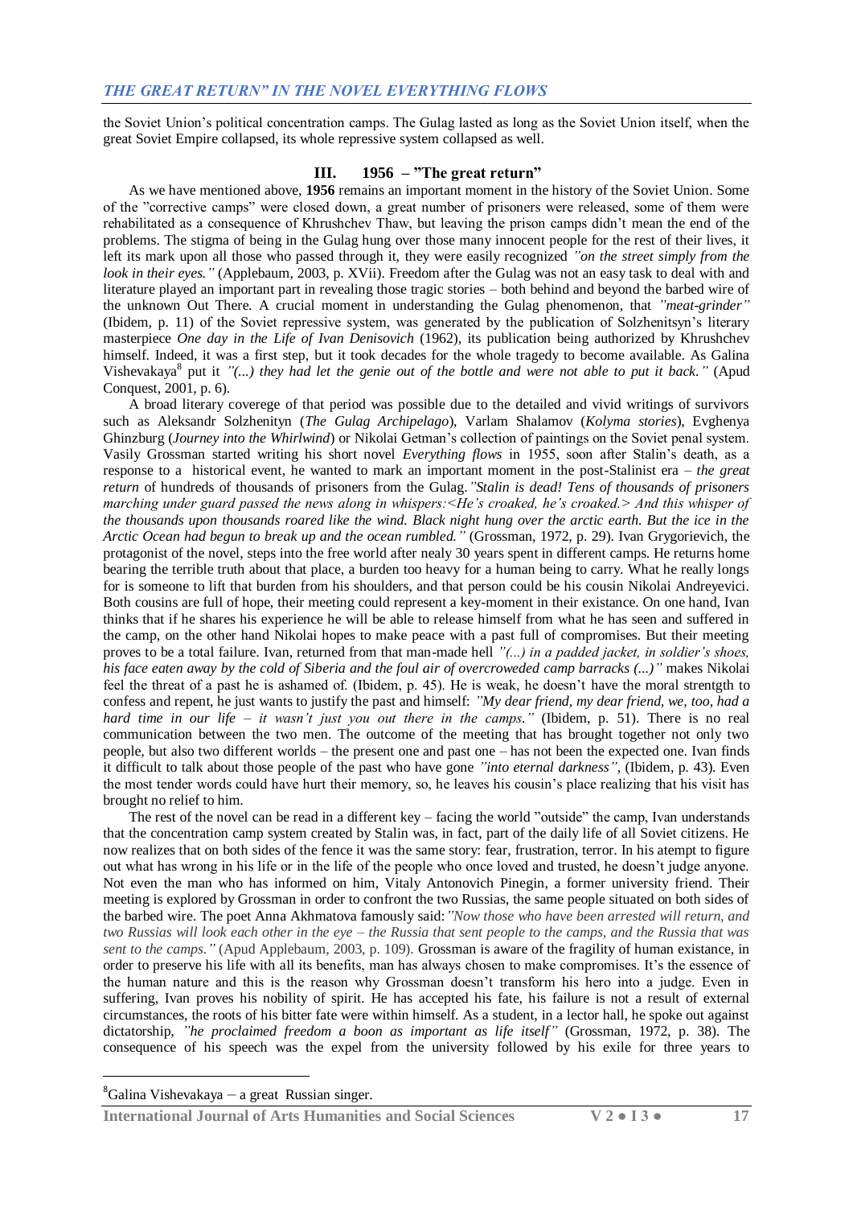the Soviet Union's political concentration camps. The Gulag lasted as long as the Soviet Union itself, when the great Soviet Empire collapsed, its whole repressive system collapsed as well.

## III. 1956 – "The great return"

As we have mentioned above, **1956** remains an important moment in the history of the Soviet Union. Some of the "corrective camps" were closed down, a great number of prisoners were released, some of them were rehabilitated as a consequence of Khrushchev Thaw, but leaving the prison camps didn't mean the end of the problems. The stigma of being in the Gulag hung over those many innocent people for the rest of their lives, it left its mark upon all those who passed through it, they were easily recognized *"on the street simply from the look in their eyes."* (Applebaum, 2003, p. XVii). Freedom after the Gulag was not an easy task to deal with and literature played an important part in revealing those tragic stories – both behind and beyond the barbed wire of the unknown Out There. A crucial moment in understanding the Gulag phenomenon, that *"meat-grinder"* (Ibidem, p. 11) of the Soviet repressive system, was generated by the publication of Solzhenitsyn's literary masterpiece *One day in the Life of Ivan Denisovich* (1962), its publication being authorized by Khrushchev himself. Indeed, it was a first step, but it took decades for the whole tragedy to become available. As Galina Vishevakaya[8] put it *"(...) they had let the genie out of the bottle and were not able to put it back."* (Apud Conquest, 2001, p. 6).

A broad literary coverege of that period was possible due to the detailed and vivid writings of survivors such as Aleksandr Solzhenityn (*The Gulag Archipelago*), Varlam Shalamov (*Kolyma stories*), Evghenya Ghinzburg (*Journey into the Whirlwind*) or Nikolai Getman's collection of paintings on the Soviet penal system. Vasily Grossman started writing his short novel *Everything flows* in 1955, soon after Stalin's death, as a response to a historical event, he wanted to mark an important moment in the post-Stalinist era – *the great return* of hundreds of thousands of prisoners from the Gulag. *"Stalin is dead! Tens of thousands of prisoners marching under guard passed the news along in whispers:<He's croaked, he's croaked.> And this whisper of the thousands upon thousands roared like the wind. Black night hung over the arctic earth. But the ice in the Arctic Ocean had begun to break up and the ocean rumbled."* (Grossman, 1972, p. 29). Ivan Grygorievich, the protagonist of the novel, steps into the free world after nealy 30 years spent in different camps. He returns home bearing the terrible truth about that place, a burden too heavy for a human being to carry. What he really longs for is someone to lift that burden from his shoulders, and that person could be his cousin Nikolai Andreyevici. Both cousins are full of hope, their meeting could represent a key-moment in their existance. On one hand, Ivan thinks that if he shares his experience he will be able to release himself from what he has seen and suffered in the camp, on the other hand Nikolai hopes to make peace with a past full of compromises. But their meeting proves to be a total failure. Ivan, returned from that man-made hell *"(...) in a padded jacket, in soldier's shoes, his face eaten away by the cold of Siberia and the foul air of overcroweded camp barracks (...)"* makes Nikolai feel the threat of a past he is ashamed of. (Ibidem, p. 45). He is weak, he doesn't have the moral strentgth to confess and repent, he just wants to justify the past and himself: *"My dear friend, my dear friend, we, too, had a hard time in our life – it wasn't just you out there in the camps."* (Ibidem, p. 51). There is no real communication between the two men. The outcome of the meeting that has brought together not only two people, but also two different worlds – the present one and past one – has not been the expected one. Ivan finds it difficult to talk about those people of the past who have gone *"into eternal darkness"*, (Ibidem, p. 43). Even the most tender words could have hurt their memory, so, he leaves his cousin's place realizing that his visit has brought no relief to him.

The rest of the novel can be read in a different key – facing the world "outside" the camp, Ivan understands that the concentration camp system created by Stalin was, in fact, part of the daily life of all Soviet citizens. He now realizes that on both sides of the fence it was the same story: fear, frustration, terror. In his atempt to figure out what has wrong in his life or in the life of the people who once loved and trusted, he doesn't judge anyone. Not even the man who has informed on him, Vitaly Antonovich Pinegin, a former university friend. Their meeting is explored by Grossman in order to confront the two Russias, the same people situated on both sides of the barbed wire. The poet Anna Akhmatova famously said: *"Now those who have been arrested will return, and two Russias will look each other in the eye – the Russia that sent people to the camps, and the Russia that was sent to the camps."* (Apud Applebaum, 2003, p. 109). Grossman is aware of the fragility of human existance, in order to preserve his life with all its benefits, man has always chosen to make compromises. It's the essence of the human nature and this is the reason why Grossman doesn't transform his hero into a judge. Even in suffering, Ivan proves his nobility of spirit. He has accepted his fate, his failure is not a result of external circumstances, the roots of his bitter fate were within himself. As a student, in a lector hall, he spoke out against dictatorship, *"he proclaimed freedom a boon as important as life itself"* (Grossman, 1972, p. 38). The consequence of his speech was the expel from the university followed by his exile for three years to

---

[8]Galina Vishevakaya – a great Russian singer.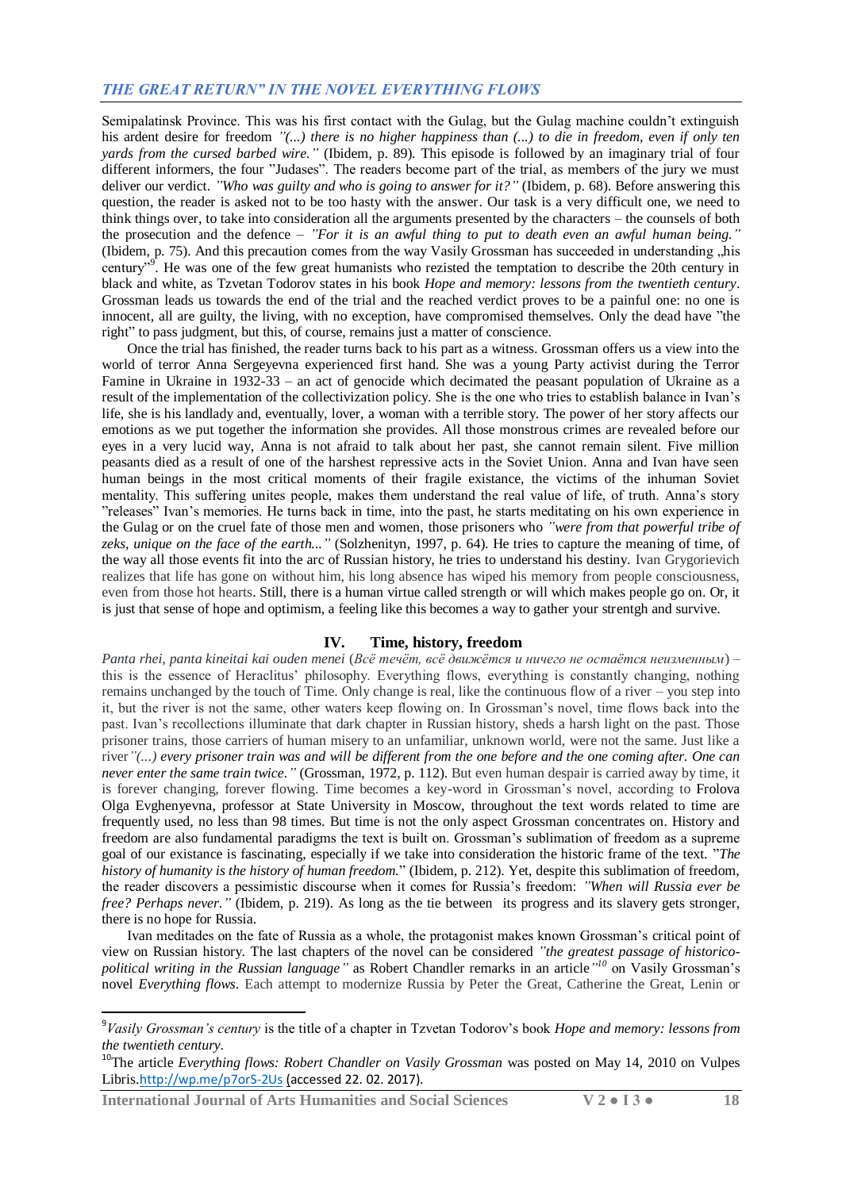Semipalatinsk Province. This was his first contact with the Gulag, but the Gulag machine couldn't extinguish his ardent desire for freedom *"(...) there is no higher happiness than (...) to die in freedom, even if only ten yards from the cursed barbed wire."* (Ibidem, p. 89). This episode is followed by an imaginary trial of four different informers, the four "Judases". The readers become part of the trial, as members of the jury we must deliver our verdict. *"Who was guilty and who is going to answer for it?"* (Ibidem, p. 68). Before answering this question, the reader is asked not to be too hasty with the answer. Our task is a very difficult one, we need to think things over, to take into consideration all the arguments presented by the characters – the counsels of both the prosecution and the defence – *"For it is an awful thing to put to death even an awful human being."* (Ibidem, p. 75). And this precaution comes from the way Vasily Grossman has succeeded in understanding „his century"[9]. He was one of the few great humanists who rezisted the temptation to describe the 20th century in black and white, as Tzvetan Todorov states in his book *Hope and memory: lessons from the twentieth century*. Grossman leads us towards the end of the trial and the reached verdict proves to be a painful one: no one is innocent, all are guilty, the living, with no exception, have compromised themselves. Only the dead have "the right" to pass judgment, but this, of course, remains just a matter of conscience.

Once the trial has finished, the reader turns back to his part as a witness. Grossman offers us a view into the world of terror Anna Sergeyevna experienced first hand. She was a young Party activist during the Terror Famine in Ukraine in 1932-33 – an act of genocide which decimated the peasant population of Ukraine as a result of the implementation of the collectivization policy. She is the one who tries to establish balance in Ivan's life, she is his landlady and, eventually, lover, a woman with a terrible story. The power of her story affects our emotions as we put together the information she provides. All those monstrous crimes are revealed before our eyes in a very lucid way, Anna is not afraid to talk about her past, she cannot remain silent. Five million peasants died as a result of one of the harshest repressive acts in the Soviet Union. Anna and Ivan have seen human beings in the most critical moments of their fragile existance, the victims of the inhuman Soviet mentality. This suffering unites people, makes them understand the real value of life, of truth. Anna's story "releases" Ivan's memories. He turns back in time, into the past, he starts meditating on his own experience in the Gulag or on the cruel fate of those men and women, those prisoners who *"were from that powerful tribe of zeks, unique on the face of the earth..."* (Solzhenityn, 1997, p. 64). He tries to capture the meaning of time, of the way all those events fit into the arc of Russian history, he tries to understand his destiny. Ivan Grygorievich realizes that life has gone on without him, his long absence has wiped his memory from people consciousness, even from those hot hearts. Still, there is a human virtue called strength or will which makes people go on. Or, it is just that sense of hope and optimism, a feeling like this becomes a way to gather your strentgh and survive.

## IV. Time, history, freedom

*Panta rhei, panta kineitai kai ouden menei* (*Всё течём, всё движётся и ничего не остаётся неизменным*) – this is the essence of Heraclitus' philosophy. Everything flows, everything is constantly changing, nothing remains unchanged by the touch of Time. Only change is real, like the continuous flow of a river – you step into it, but the river is not the same, other waters keep flowing on. In Grossman's novel, time flows back into the past. Ivan's recollections illuminate that dark chapter in Russian history, sheds a harsh light on the past. Those prisoner trains, those carriers of human misery to an unfamiliar, unknown world, were not the same. Just like a river *"(...) every prisoner train was and will be different from the one before and the one coming after. One can never enter the same train twice."* (Grossman, 1972, p. 112). But even human despair is carried away by time, it is forever changing, forever flowing. Time becomes a key-word in Grossman's novel, according to Frolova Olga Evghenyevna, professor at State University in Moscow, throughout the text words related to time are frequently used, no less than 98 times. But time is not the only aspect Grossman concentrates on. History and freedom are also fundamental paradigms the text is built on. Grossman's sublimation of freedom as a supreme goal of our existance is fascinating, especially if we take into consideration the historic frame of the text. "*The history of humanity is the history of human freedom.*" (Ibidem, p. 212). Yet, despite this sublimation of freedom, the reader discovers a pessimistic discourse when it comes for Russia's freedom: *"When will Russia ever be free? Perhaps never."* (Ibidem, p. 219). As long as the tie between its progress and its slavery gets stronger, there is no hope for Russia.

Ivan meditates on the fate of Russia as a whole, the protagonist makes known Grossman's critical point of view on Russian history. The last chapters of the novel can be considered *"the greatest passage of historico-political writing in the Russian language"* as Robert Chandler remarks in an article*"*[10] on Vasily Grossman's novel *Everything flows*. Each attempt to modernize Russia by Peter the Great, Catherine the Great, Lenin or

---

[9] *Vasily Grossman's century* is the title of a chapter in Tzvetan Todorov's book *Hope and memory: lessons from the twentieth century*.

[10] The article *Everything flows: Robert Chandler on Vasily Grossman* was posted on May 14, 2010 on Vulpes Libris. http://wp.me/p7orS-2Us (accessed 22. 02. 2017).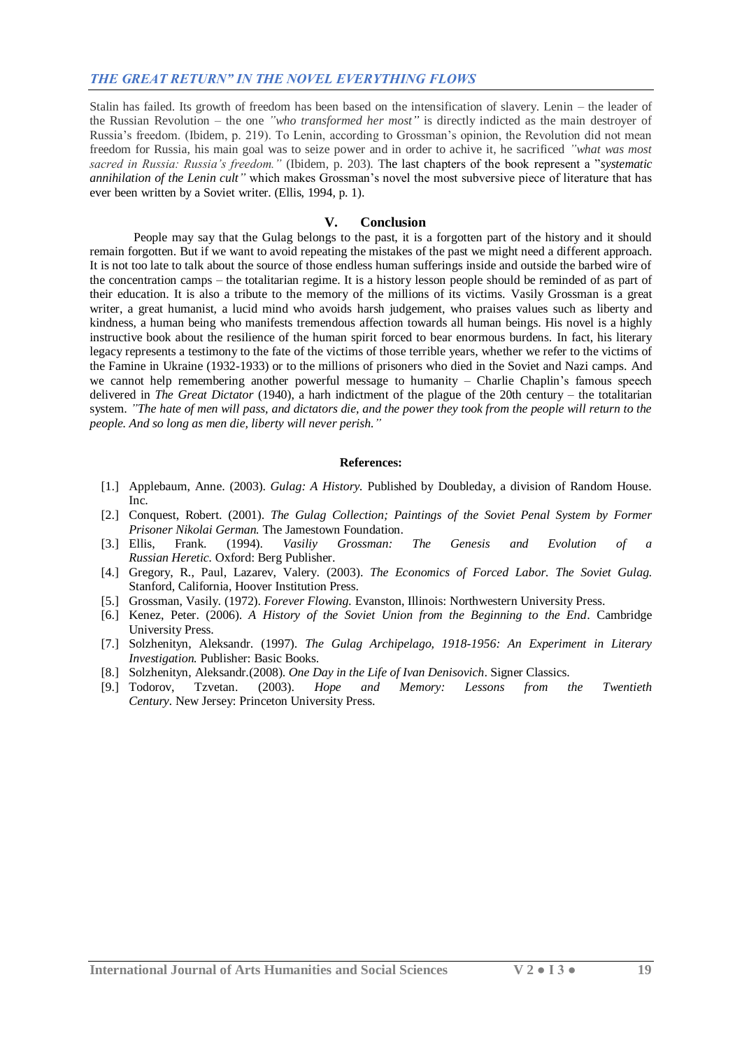Stalin has failed. Its growth of freedom has been based on the intensification of slavery. Lenin – the leader of the Russian Revolution – the one *"who transformed her most"* is directly indicted as the main destroyer of Russia's freedom. (Ibidem, p. 219). To Lenin, according to Grossman's opinion, the Revolution did not mean freedom for Russia, his main goal was to seize power and in order to achive it, he sacrificed *"what was most sacred in Russia: Russia's freedom."* (Ibidem, p. 203). The last chapters of the book represent a "*systematic annihilation of the Lenin cult"* which makes Grossman's novel the most subversive piece of literature that has ever been written by a Soviet writer. (Ellis, 1994, p. 1).

## V. Conclusion

People may say that the Gulag belongs to the past, it is a forgotten part of the history and it should remain forgotten. But if we want to avoid repeating the mistakes of the past we might need a different approach. It is not too late to talk about the source of those endless human sufferings inside and outside the barbed wire of the concentration camps – the totalitarian regime. It is a history lesson people should be reminded of as part of their education. It is also a tribute to the memory of the millions of its victims. Vasily Grossman is a great writer, a great humanist, a lucid mind who avoids harsh judgement, who praises values such as liberty and kindness, a human being who manifests tremendous affection towards all human beings. His novel is a highly instructive book about the resilience of the human spirit forced to bear enormous burdens. In fact, his literary legacy represents a testimony to the fate of the victims of those terrible years, whether we refer to the victims of the Famine in Ukraine (1932-1933) or to the millions of prisoners who died in the Soviet and Nazi camps. And we cannot help remembering another powerful message to humanity – Charlie Chaplin's famous speech delivered in *The Great Dictator* (1940), a harh indictment of the plague of the 20th century – the totalitarian system. *"The hate of men will pass, and dictators die, and the power they took from the people will return to the people. And so long as men die, liberty will never perish."*

**References:**

[1.] Applebaum, Anne. (2003). *Gulag: A History.* Published by Doubleday, a division of Random House. Inc.

[2.] Conquest, Robert. (2001). *The Gulag Collection; Paintings of the Soviet Penal System by Former Prisoner Nikolai German.* The Jamestown Foundation.

[3.] Ellis, Frank. (1994). *Vasiliy Grossman: The Genesis and Evolution of a Russian Heretic.* Oxford: Berg Publisher.

[4.] Gregory, R., Paul, Lazarev, Valery. (2003). *The Economics of Forced Labor. The Soviet Gulag.* Stanford, California, Hoover Institution Press.

[5.] Grossman, Vasily. (1972). *Forever Flowing.* Evanston, Illinois: Northwestern University Press.

[6.] Kenez, Peter. (2006). *A History of the Soviet Union from the Beginning to the End*. Cambridge University Press.

[7.] Solzhenityn, Aleksandr. (1997). *The Gulag Archipelago, 1918-1956: An Experiment in Literary Investigation.* Publisher: Basic Books.

[8.] Solzhenityn, Aleksandr.(2008). *One Day in the Life of Ivan Denisovich*. Signer Classics.

[9.] Todorov, Tzvetan. (2003). *Hope and Memory: Lessons from the Twentieth Century*. New Jersey: Princeton University Press.